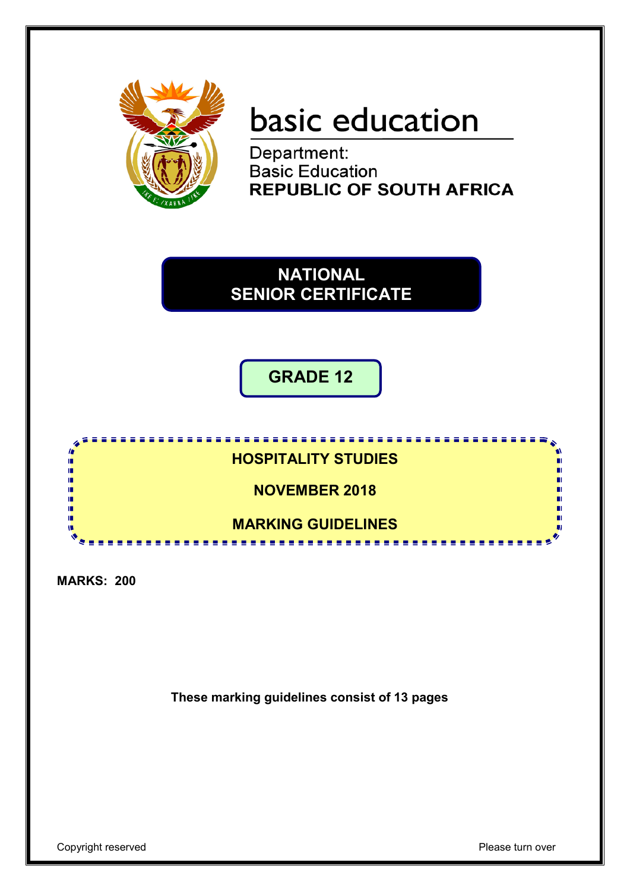basic education

Department:
Basic Education
**REPUBLIC OF SOUTH AFRICA**

# NATIONAL SENIOR CERTIFICATE

## GRADE 12

## HOSPITALITY STUDIES

## NOVEMBER 2018

## MARKING GUIDELINES

**MARKS: 200**

**These marking guidelines consist of 13 pages**

Copyright reserved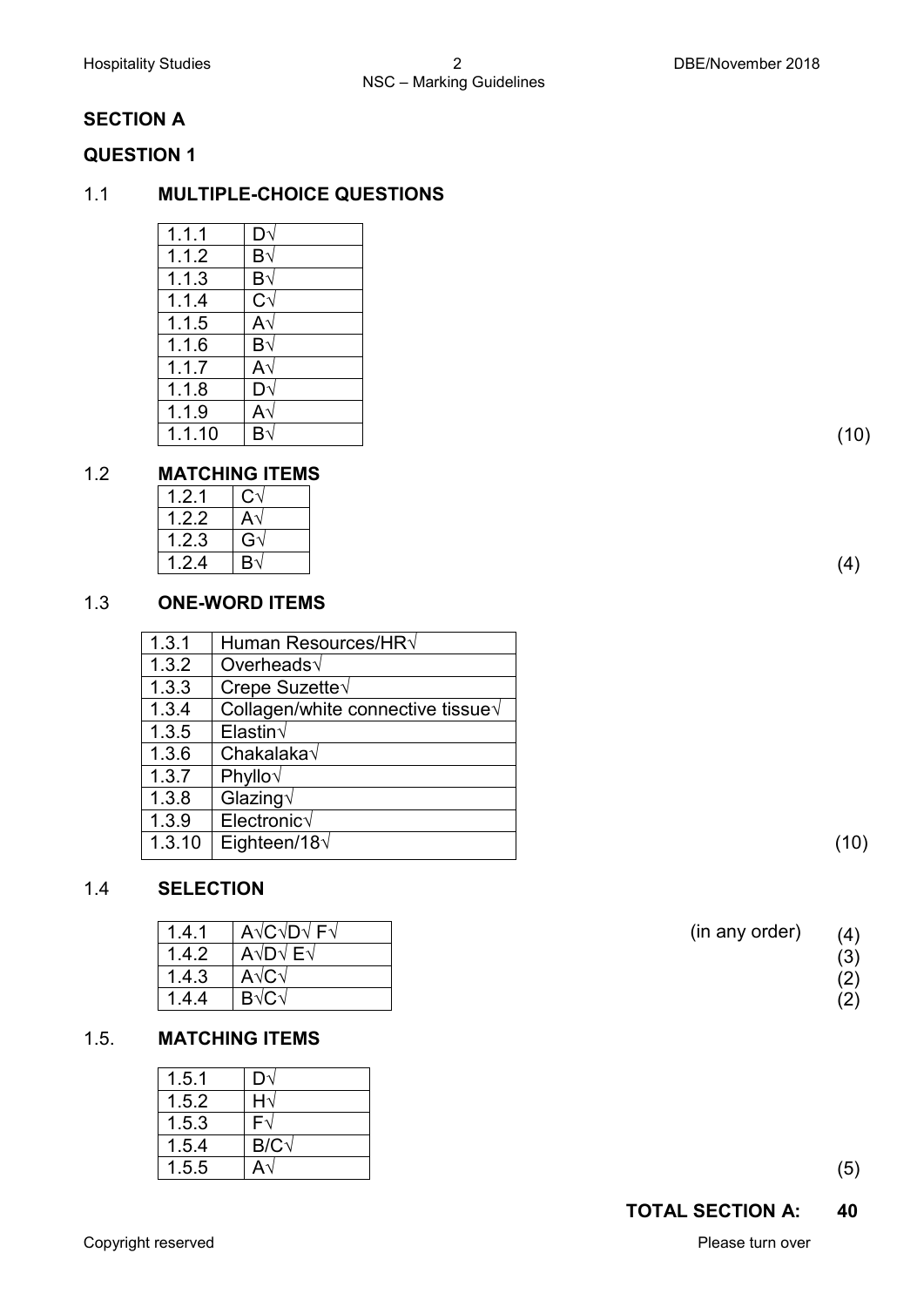## SECTION A

### QUESTION 1

### 1.1 MULTIPLE-CHOICE QUESTIONS

| | |
|---|---|
| 1.1.1 | D√ |
| 1.1.2 | B√ |
| 1.1.3 | B√ |
| 1.1.4 | C√ |
| 1.1.5 | A√ |
| 1.1.6 | B√ |
| 1.1.7 | A√ |
| 1.1.8 | D√ |
| 1.1.9 | A√ |
| 1.1.10 | B√ |

(10)

### 1.2 MATCHING ITEMS

| | |
|---|---|
| 1.2.1 | C√ |
| 1.2.2 | A√ |
| 1.2.3 | G√ |
| 1.2.4 | B√ |

(4)

### 1.3 ONE-WORD ITEMS

| | |
|---|---|
| 1.3.1 | Human Resources/HR√ |
| 1.3.2 | Overheads√ |
| 1.3.3 | Crepe Suzette√ |
| 1.3.4 | Collagen/white connective tissue√ |
| 1.3.5 | Elastin√ |
| 1.3.6 | Chakalaka√ |
| 1.3.7 | Phyllo√ |
| 1.3.8 | Glazing√ |
| 1.3.9 | Electronic√ |
| 1.3.10 | Eighteen/18√ |

(10)

### 1.4 SELECTION

| | | | |
|---|---|---|---|
| 1.4.1 | A√C√D√ F√ | (in any order) | (4) |
| 1.4.2 | A√D√ E√ | | (3) |
| 1.4.3 | A√C√ | | (2) |
| 1.4.4 | B√C√ | | (2) |

### 1.5. MATCHING ITEMS

| | |
|---|---|
| 1.5.1 | D√ |
| 1.5.2 | H√ |
| 1.5.3 | F√ |
| 1.5.4 | B/C√ |
| 1.5.5 | A√ |

(5)

**TOTAL SECTION A: 40**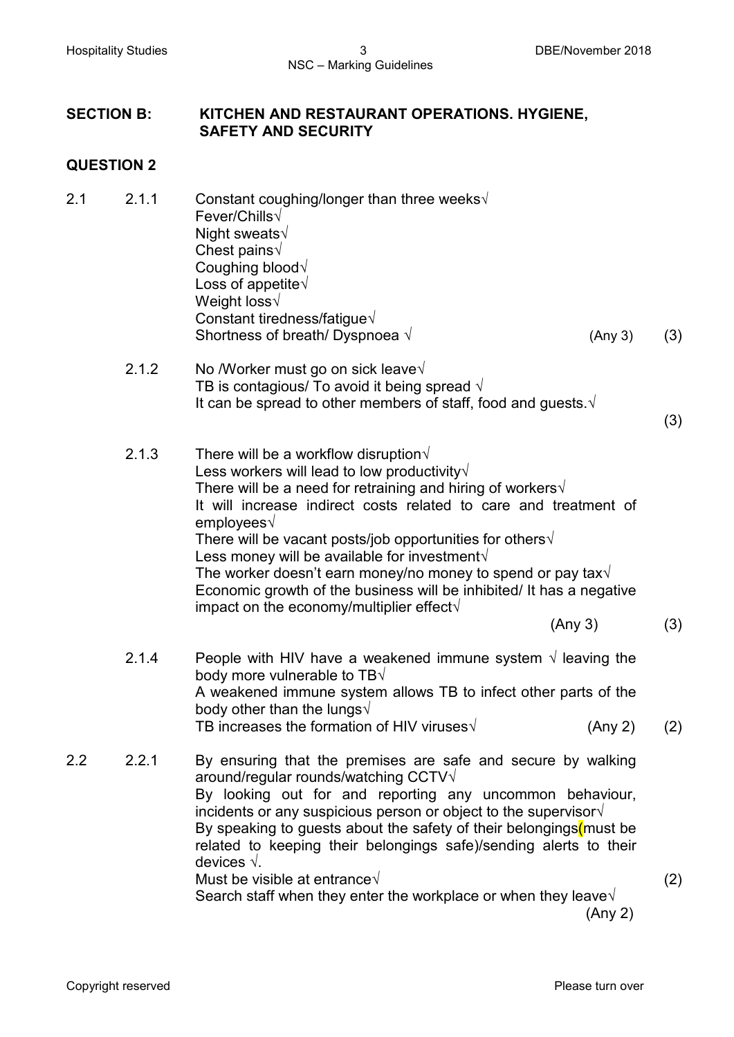## SECTION B: KITCHEN AND RESTAURANT OPERATIONS. HYGIENE, SAFETY AND SECURITY

### QUESTION 2

2.1

2.1.1
- Constant coughing/longer than three weeks√
- Fever/Chills√
- Night sweats√
- Chest pains√
- Coughing blood√
- Loss of appetite√
- Weight loss√
- Constant tiredness/fatigue√
- Shortness of breath/ Dyspnoea √ (Any 3) (3)

2.1.2
- No /Worker must go on sick leave√
- TB is contagious/ To avoid it being spread √
- It can be spread to other members of staff, food and guests.√

(3)

2.1.3
- There will be a workflow disruption√
- Less workers will lead to low productivity√
- There will be a need for retraining and hiring of workers√
- It will increase indirect costs related to care and treatment of employees√
- There will be vacant posts/job opportunities for others√
- Less money will be available for investment√
- The worker doesn't earn money/no money to spend or pay tax√
- Economic growth of the business will be inhibited/ It has a negative impact on the economy/multiplier effect√

(Any 3) (3)

2.1.4
- People with HIV have a weakened immune system √ leaving the body more vulnerable to TB√
- A weakened immune system allows TB to infect other parts of the body other than the lungs√
- TB increases the formation of HIV viruses√ (Any 2) (2)

2.2

2.2.1
- By ensuring that the premises are safe and secure by walking around/regular rounds/watching CCTV√
- By looking out for and reporting any uncommon behaviour, incidents or any suspicious person or object to the supervisor√
- By speaking to guests about the safety of their belongings(must be related to keeping their belongings safe)/sending alerts to their devices √.
- Must be visible at entrance√
- Search staff when they enter the workplace or when they leave√

(Any 2) (2)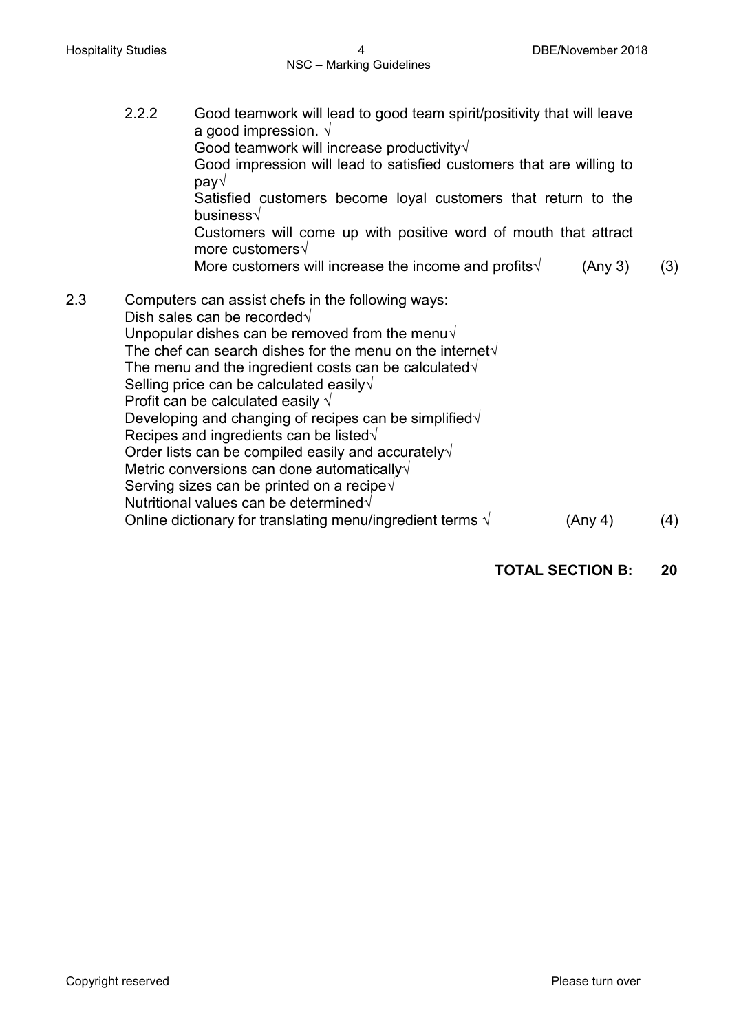2.2.2 Good teamwork will lead to good team spirit/positivity that will leave a good impression. √
Good teamwork will increase productivity√
Good impression will lead to satisfied customers that are willing to pay√
Satisfied customers become loyal customers that return to the business√
Customers will come up with positive word of mouth that attract more customers√
More customers will increase the income and profits√ (Any 3) (3)

2.3 Computers can assist chefs in the following ways:
Dish sales can be recorded√
Unpopular dishes can be removed from the menu√
The chef can search dishes for the menu on the internet√
The menu and the ingredient costs can be calculated√
Selling price can be calculated easily√
Profit can be calculated easily √
Developing and changing of recipes can be simplified√
Recipes and ingredients can be listed√
Order lists can be compiled easily and accurately√
Metric conversions can done automatically√
Serving sizes can be printed on a recipe√
Nutritional values can be determined√
Online dictionary for translating menu/ingredient terms √ (Any 4) (4)

**TOTAL SECTION B: 20**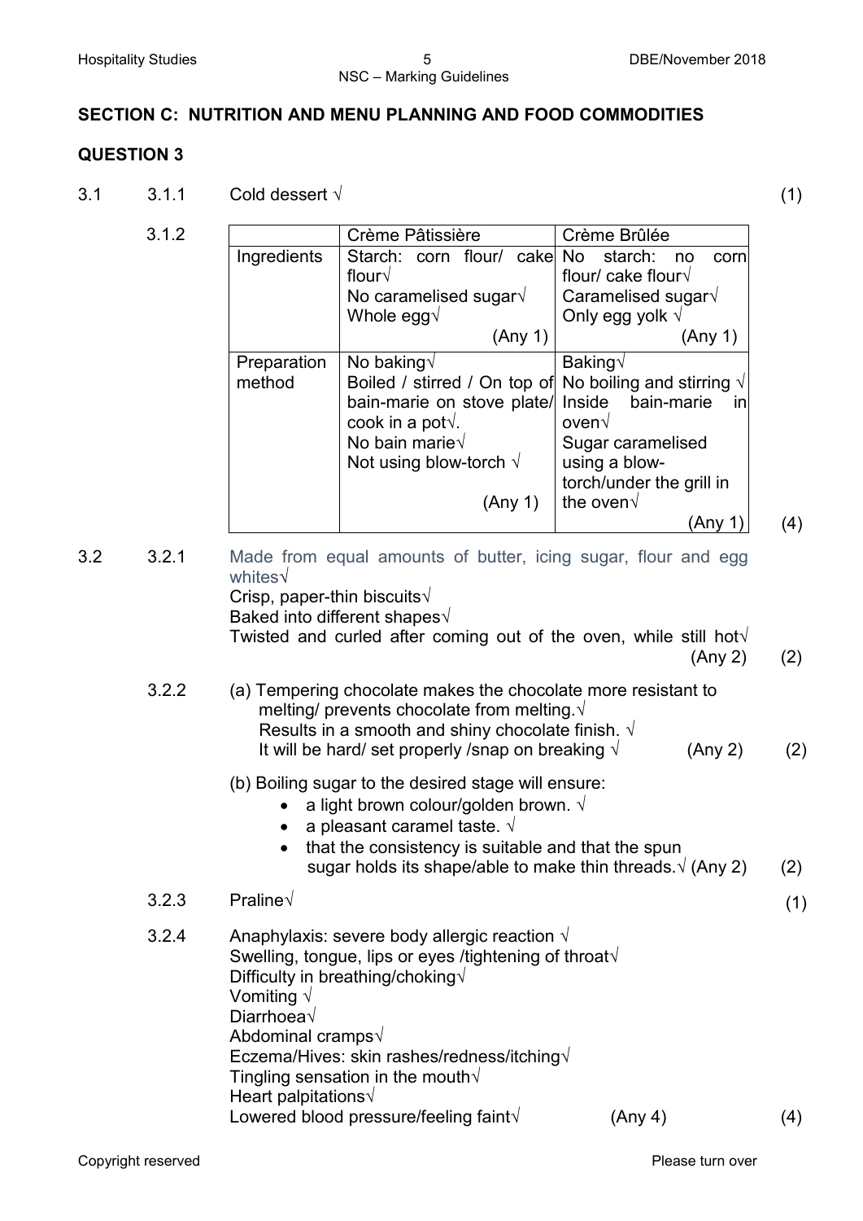## SECTION C: NUTRITION AND MENU PLANNING AND FOOD COMMODITIES

### QUESTION 3

3.1

3.1.1 Cold dessert √ (1)

3.1.2

| | Crème Pâtissière | Crème Brûlée |
|---|---|---|
| Ingredients | Starch: corn flour/ cake flour√<br>No caramelised sugar√<br>Whole egg√<br>(Any 1) | No starch: no corn flour/ cake flour√<br>Caramelised sugar√<br>Only egg yolk √<br>(Any 1) |
| Preparation method | No baking√<br>Boiled / stirred / On top of bain-marie on stove plate/ cook in a pot√.<br>No bain marie√<br>Not using blow-torch √<br>(Any 1) | Baking√<br>No boiling and stirring √<br>Inside bain-marie in oven√<br>Sugar caramelised using a blow-torch/under the grill in the oven√<br>(Any 1) |

(4)

3.2

3.2.1 Made from equal amounts of butter, icing sugar, flour and egg whites√
Crisp, paper-thin biscuits√
Baked into different shapes√
Twisted and curled after coming out of the oven, while still hot√
(Any 2) (2)

3.2.2 (a) Tempering chocolate makes the chocolate more resistant to melting/ prevents chocolate from melting.√
Results in a smooth and shiny chocolate finish. √
It will be hard/ set properly /snap on breaking √ (Any 2) (2)

(b) Boiling sugar to the desired stage will ensure:

- a light brown colour/golden brown. √
- a pleasant caramel taste. √
- that the consistency is suitable and that the spun sugar holds its shape/able to make thin threads.√ (Any 2) (2)

3.2.3 Praline√ (1)

3.2.4 Anaphylaxis: severe body allergic reaction √
Swelling, tongue, lips or eyes /tightening of throat√
Difficulty in breathing/choking√
Vomiting √
Diarrhoea√
Abdominal cramps√
Eczema/Hives: skin rashes/redness/itching√
Tingling sensation in the mouth√
Heart palpitations√
Lowered blood pressure/feeling faint√ (Any 4) (4)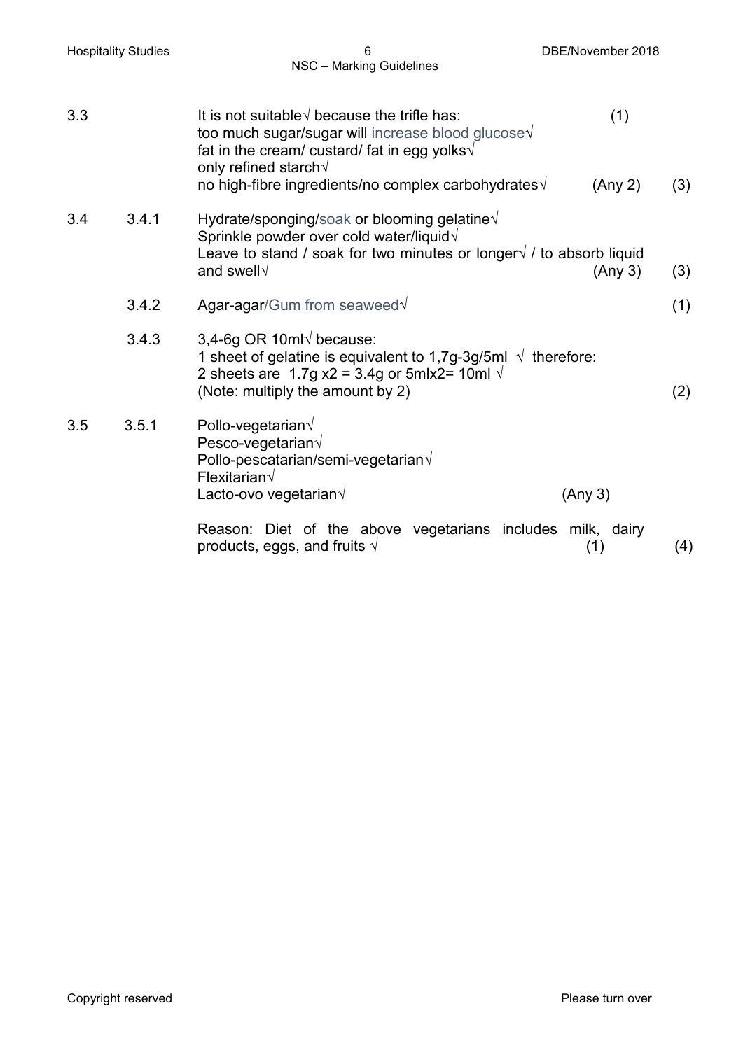| | | | |
|---|---|---|---|
| 3.3 | | It is not suitable√ because the trifle has: (1)<br>too much sugar/sugar will increase blood glucose√<br>fat in the cream/ custard/ fat in egg yolks√<br>only refined starch√<br>no high-fibre ingredients/no complex carbohydrates√ (Any 2) | (3) |
| 3.4 | 3.4.1 | Hydrate/sponging/soak or blooming gelatine√<br>Sprinkle powder over cold water/liquid√<br>Leave to stand / soak for two minutes or longer√ / to absorb liquid and swell√ (Any 3) | (3) |
| | 3.4.2 | Agar-agar/Gum from seaweed√ | (1) |
| | 3.4.3 | 3,4-6g OR 10ml√ because:<br>1 sheet of gelatine is equivalent to 1,7g-3g/5ml √ therefore:<br>2 sheets are 1.7g x2 = 3.4g or 5mlx2= 10ml √<br>(Note: multiply the amount by 2) | (2) |
| 3.5 | 3.5.1 | Pollo-vegetarian√<br>Pesco-vegetarian√<br>Pollo-pescatarian/semi-vegetarian√<br>Flexitarian√<br>Lacto-ovo vegetarian√ (Any 3)<br><br>Reason: Diet of the above vegetarians includes milk, dairy products, eggs, and fruits √ (1) | (4) |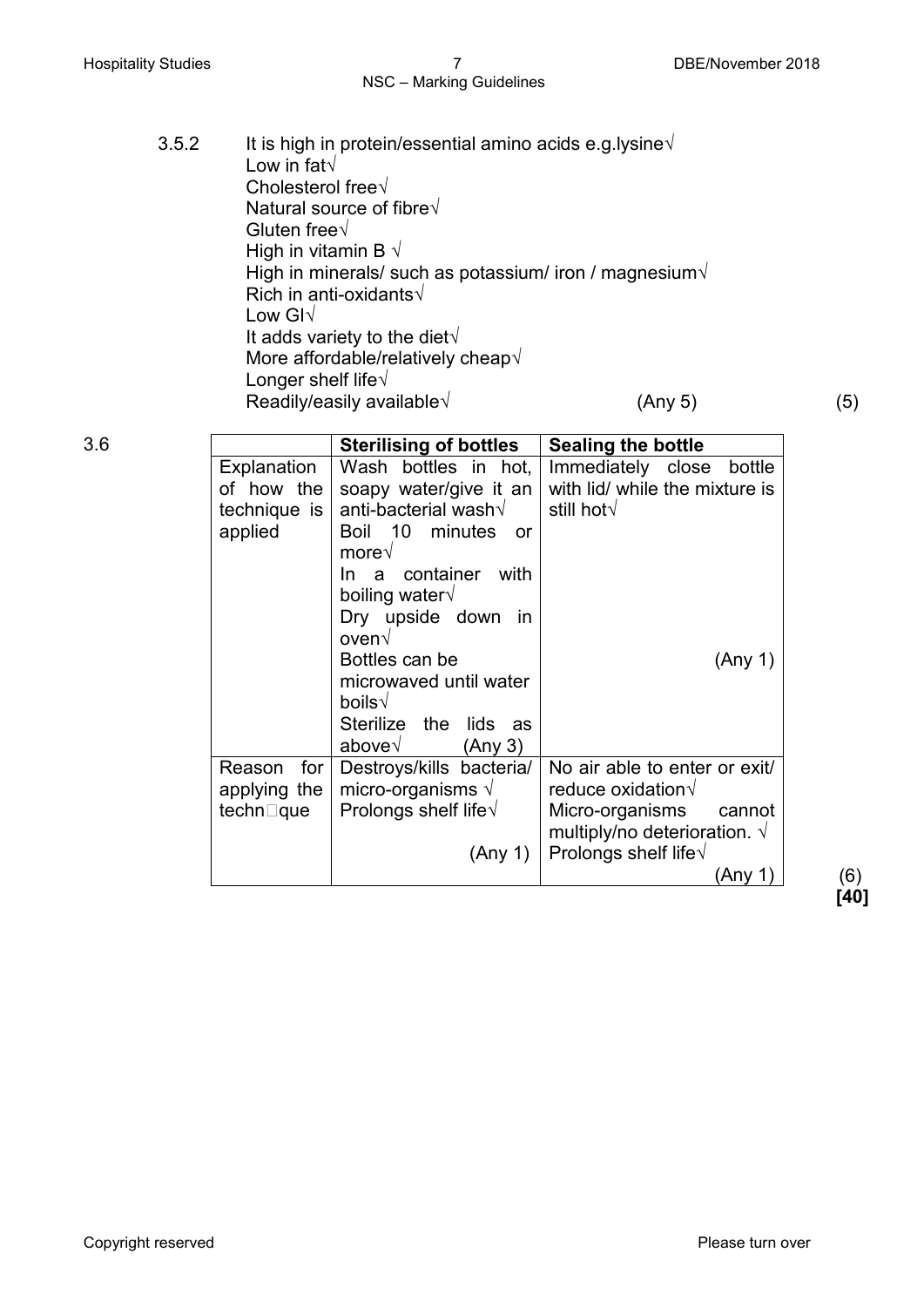3.5.2 It is high in protein/essential amino acids e.g.lysine√
Low in fat√
Cholesterol free√
Natural source of fibre√
Gluten free√
High in vitamin B √
High in minerals/ such as potassium/ iron / magnesium√
Rich in anti-oxidants√
Low GI√
It adds variety to the diet√
More affordable/relatively cheap√
Longer shelf life√
Readily/easily available√ (Any 5) (5)

3.6

| | Sterilising of bottles | Sealing the bottle |
|---|---|---|
| Explanation of how the technique is applied | Wash bottles in hot, soapy water/give it an anti-bacterial wash√<br>Boil 10 minutes or more√<br>In a container with boiling water√<br>Dry upside down in oven√<br>Bottles can be microwaved until water boils√<br>Sterilize the lids as above√ (Any 3) | Immediately close bottle with lid/ while the mixture is still hot√<br><br>(Any 1) |
| Reason for applying the techn□que | Destroys/kills bacteria/ micro-organisms √<br>Prolongs shelf life√<br><br>(Any 1) | No air able to enter or exit/ reduce oxidation√<br>Micro-organisms cannot multiply/no deterioration. √<br>Prolongs shelf life√<br>(Any 1) |

(6)
**[40]**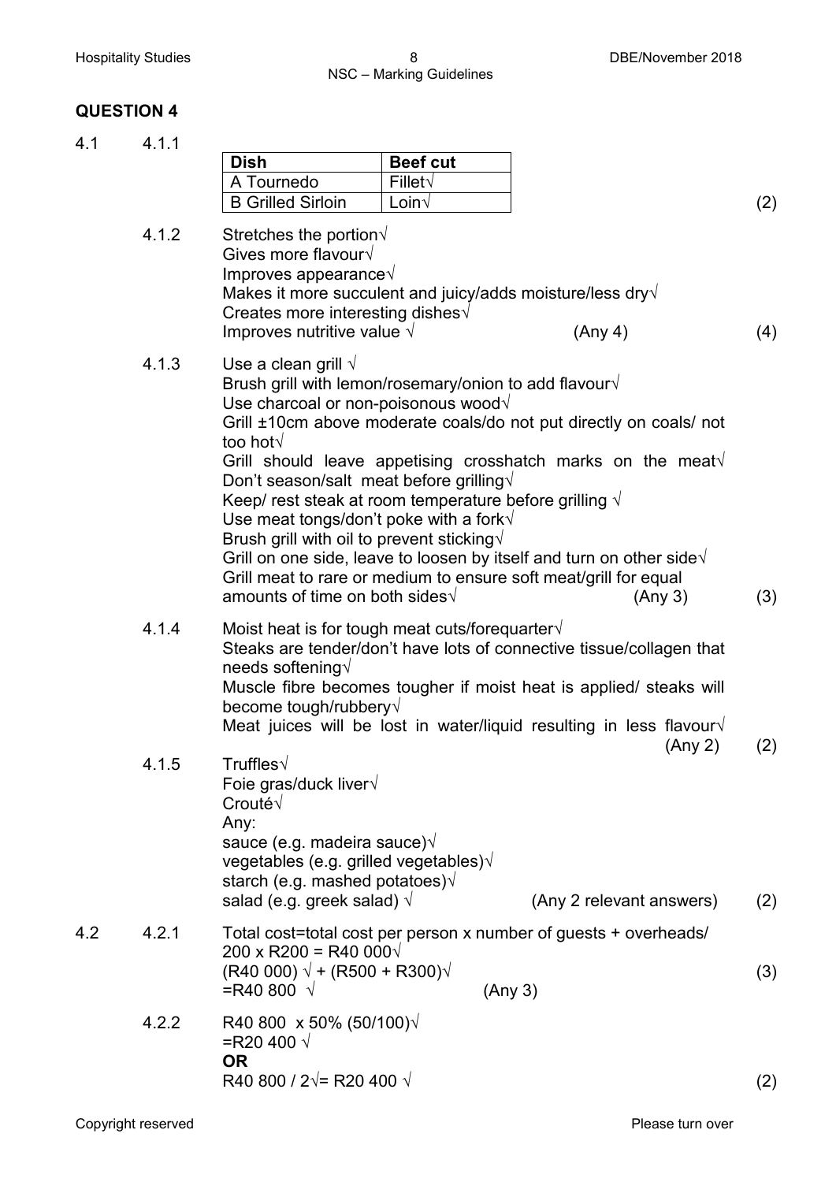## QUESTION 4

**4.1**

**4.1.1**

| Dish | Beef cut |
|---|---|
| A Tournedo | Fillet√ |
| B Grilled Sirloin | Loin√ |

(2)

**4.1.2**

Stretches the portion√
Gives more flavour√
Improves appearance√
Makes it more succulent and juicy/adds moisture/less dry√
Creates more interesting dishes√
Improves nutritive value √ (Any 4) (4)

**4.1.3**

Use a clean grill √
Brush grill with lemon/rosemary/onion to add flavour√
Use charcoal or non-poisonous wood√
Grill ±10cm above moderate coals/do not put directly on coals/ not too hot√
Grill should leave appetising crosshatch marks on the meat√
Don't season/salt meat before grilling√
Keep/ rest steak at room temperature before grilling √
Use meat tongs/don't poke with a fork√
Brush grill with oil to prevent sticking√
Grill on one side, leave to loosen by itself and turn on other side√
Grill meat to rare or medium to ensure soft meat/grill for equal amounts of time on both sides√ (Any 3) (3)

**4.1.4**

Moist heat is for tough meat cuts/forequarter√
Steaks are tender/don't have lots of connective tissue/collagen that needs softening√
Muscle fibre becomes tougher if moist heat is applied/ steaks will become tough/rubbery√
Meat juices will be lost in water/liquid resulting in less flavour√
(Any 2) (2)

**4.1.5**

Truffles√
Foie gras/duck liver√
Crouté√
Any:
sauce (e.g. madeira sauce)√
vegetables (e.g. grilled vegetables)√
starch (e.g. mashed potatoes)√
salad (e.g. greek salad) √ (Any 2 relevant answers) (2)

**4.2**

**4.2.1**

Total cost=total cost per person x number of guests + overheads/
200 x R200 = R40 000√
(R40 000) √ + (R500 + R300)√
=R40 800 √ (Any 3) (3)

**4.2.2**

R40 800 x 50% (50/100)√
=R20 400 √
**OR**
R40 800 / 2√= R20 400 √ (2)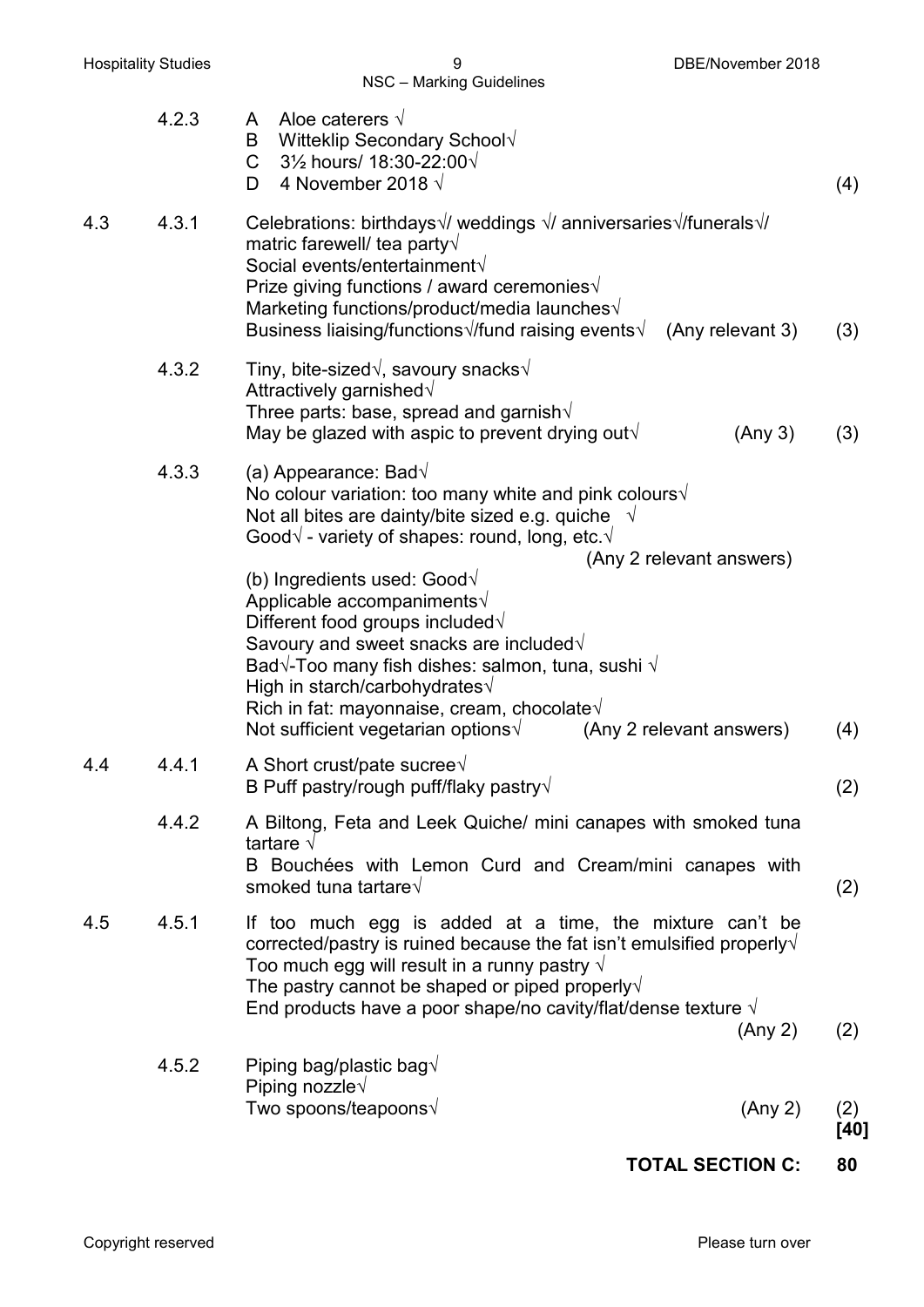| | | | |
|---|---|---|---|
| | 4.2.3 | A Aloe caterers √<br>B Witteklip Secondary School√<br>C 3½ hours/ 18:30-22:00√<br>D 4 November 2018 √ | (4) |
| 4.3 | 4.3.1 | Celebrations: birthdays√/ weddings √/ anniversaries√/funerals√/ matric farewell/ tea party√<br>Social events/entertainment√<br>Prize giving functions / award ceremonies√<br>Marketing functions/product/media launches√<br>Business liaising/functions√/fund raising events√ (Any relevant 3) | (3) |
| | 4.3.2 | Tiny, bite-sized√, savoury snacks√<br>Attractively garnished√<br>Three parts: base, spread and garnish√<br>May be glazed with aspic to prevent drying out√ (Any 3) | (3) |
| | 4.3.3 | (a) Appearance: Bad√<br>No colour variation: too many white and pink colours√<br>Not all bites are dainty/bite sized e.g. quiche √<br>Good√ - variety of shapes: round, long, etc.√<br>(Any 2 relevant answers)<br>(b) Ingredients used: Good√<br>Applicable accompaniments√<br>Different food groups included√<br>Savoury and sweet snacks are included√<br>Bad√-Too many fish dishes: salmon, tuna, sushi √<br>High in starch/carbohydrates√<br>Rich in fat: mayonnaise, cream, chocolate√<br>Not sufficient vegetarian options√ (Any 2 relevant answers) | (4) |
| 4.4 | 4.4.1 | A Short crust/pate sucree√<br>B Puff pastry/rough puff/flaky pastry√ | (2) |
| | 4.4.2 | A Biltong, Feta and Leek Quiche/ mini canapes with smoked tuna tartare √<br>B Bouchées with Lemon Curd and Cream/mini canapes with smoked tuna tartare√ | (2) |
| 4.5 | 4.5.1 | If too much egg is added at a time, the mixture can't be corrected/pastry is ruined because the fat isn't emulsified properly√<br>Too much egg will result in a runny pastry √<br>The pastry cannot be shaped or piped properly√<br>End products have a poor shape/no cavity/flat/dense texture √<br>(Any 2) | (2) |
| | 4.5.2 | Piping bag/plastic bag√<br>Piping nozzle√<br>Two spoons/teapoons√ (Any 2) | (2)<br>**[40]** |

**TOTAL SECTION C: 80**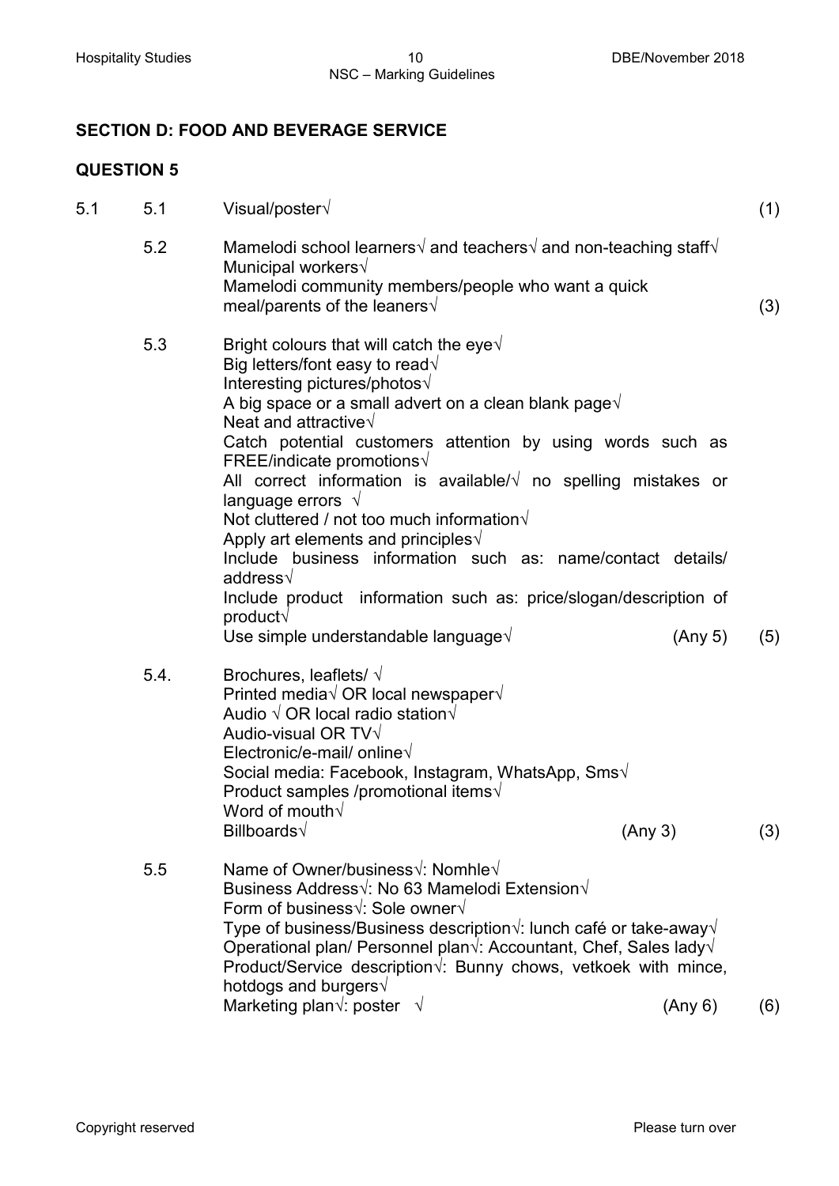## SECTION D: FOOD AND BEVERAGE SERVICE

## QUESTION 5

| | | | |
|---|---|---|---|
| 5.1 | 5.1 | Visual/poster√ | (1) |
| | 5.2 | Mamelodi school learners√ and teachers√ and non-teaching staff√<br>Municipal workers√<br>Mamelodi community members/people who want a quick meal/parents of the leaners√ | (3) |
| | 5.3 | Bright colours that will catch the eye√<br>Big letters/font easy to read√<br>Interesting pictures/photos√<br>A big space or a small advert on a clean blank page√<br>Neat and attractive√<br>Catch potential customers attention by using words such as FREE/indicate promotions√<br>All correct information is available/√ no spelling mistakes or language errors √<br>Not cluttered / not too much information√<br>Apply art elements and principles√<br>Include business information such as: name/contact details/ address√<br>Include product information such as: price/slogan/description of product√<br>Use simple understandable language√ (Any 5) | (5) |
| | 5.4. | Brochures, leaflets/ √<br>Printed media√ OR local newspaper√<br>Audio √ OR local radio station√<br>Audio-visual OR TV√<br>Electronic/e-mail/ online√<br>Social media: Facebook, Instagram, WhatsApp, Sms√<br>Product samples /promotional items√<br>Word of mouth√<br>Billboards√ (Any 3) | (3) |
| | 5.5 | Name of Owner/business√: Nomhle√<br>Business Address√: No 63 Mamelodi Extension√<br>Form of business√: Sole owner√<br>Type of business/Business description√: lunch café or take-away√<br>Operational plan/ Personnel plan√: Accountant, Chef, Sales lady√<br>Product/Service description√: Bunny chows, vetkoek with mince, hotdogs and burgers√<br>Marketing plan√: poster √ (Any 6) | (6) |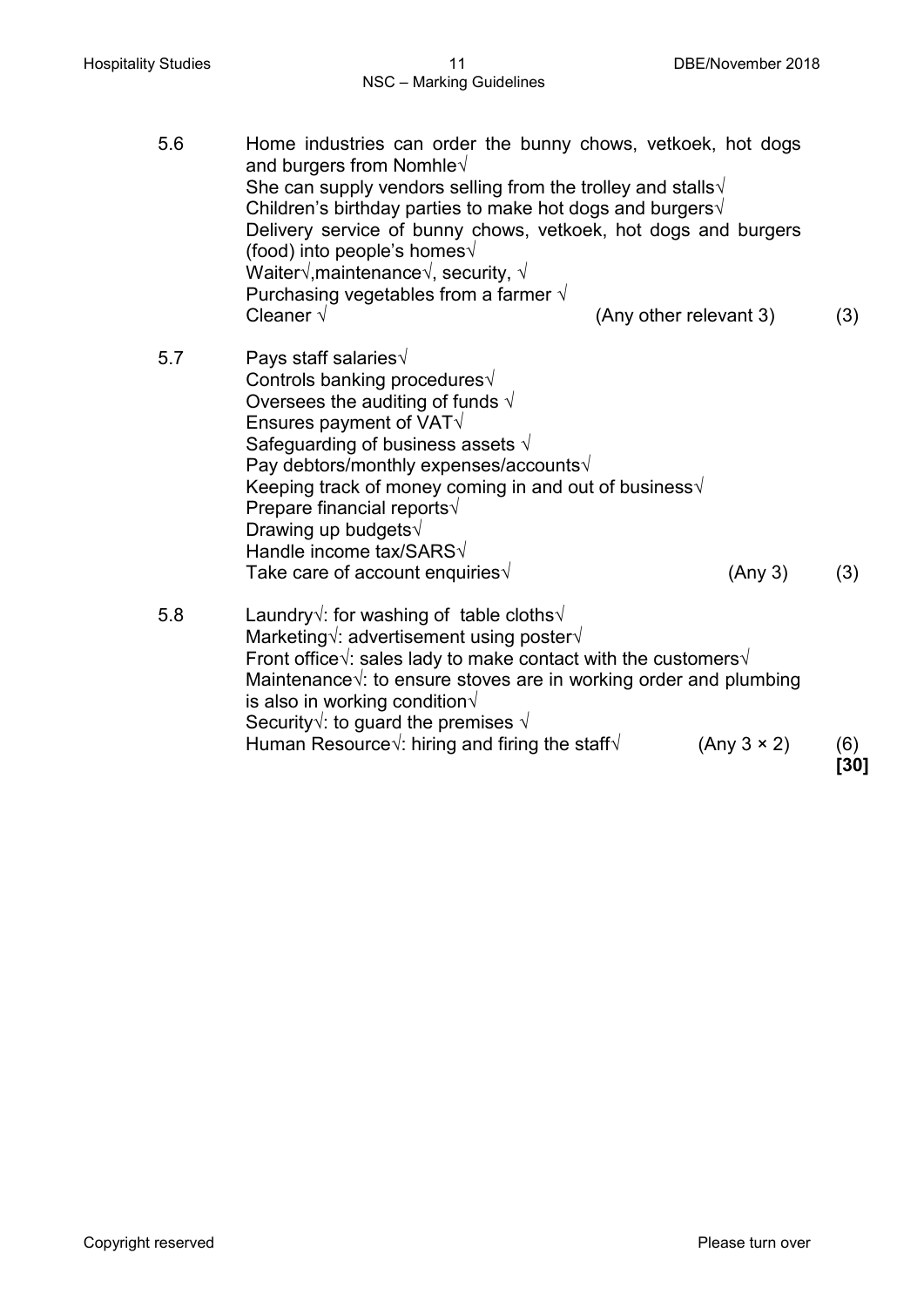5.6 Home industries can order the bunny chows, vetkoek, hot dogs and burgers from Nomhle√
She can supply vendors selling from the trolley and stalls√
Children's birthday parties to make hot dogs and burgers√
Delivery service of bunny chows, vetkoek, hot dogs and burgers (food) into people's homes√
Waiter√,maintenance√, security, √
Purchasing vegetables from a farmer √
Cleaner √ (Any other relevant 3) (3)

5.7 Pays staff salaries√
Controls banking procedures√
Oversees the auditing of funds √
Ensures payment of VAT√
Safeguarding of business assets √
Pay debtors/monthly expenses/accounts√
Keeping track of money coming in and out of business√
Prepare financial reports√
Drawing up budgets√
Handle income tax/SARS√
Take care of account enquiries√ (Any 3) (3)

5.8 Laundry√: for washing of table cloths√
Marketing√: advertisement using poster√
Front office√: sales lady to make contact with the customers√
Maintenance√: to ensure stoves are in working order and plumbing is also in working condition√
Security√: to guard the premises √
Human Resource√: hiring and firing the staff√ (Any 3 × 2) (6)

**[30]**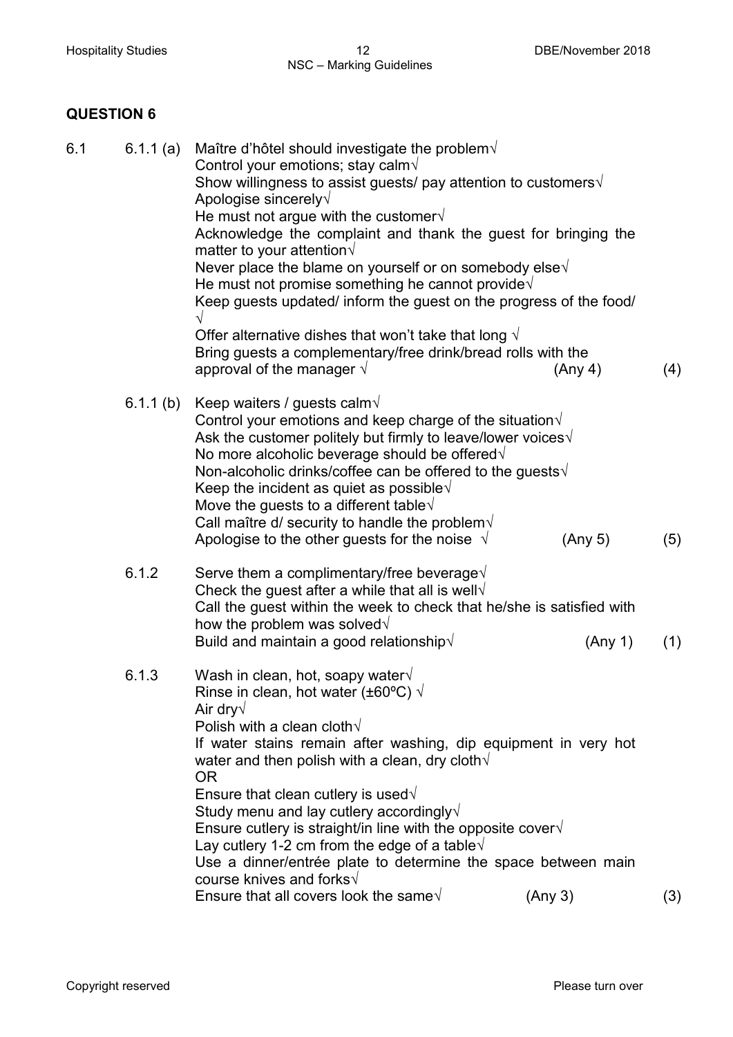## QUESTION 6

6.1

**6.1.1 (a)**

Maître d'hôtel should investigate the problem√
Control your emotions; stay calm√
Show willingness to assist guests/ pay attention to customers√
Apologise sincerely√
He must not argue with the customer√
Acknowledge the complaint and thank the guest for bringing the matter to your attention√
Never place the blame on yourself or on somebody else√
He must not promise something he cannot provide√
Keep guests updated/ inform the guest on the progress of the food/ √
Offer alternative dishes that won't take that long √
Bring guests a complementary/free drink/bread rolls with the approval of the manager √ (Any 4) (4)

**6.1.1 (b)**

Keep waiters / guests calm√
Control your emotions and keep charge of the situation√
Ask the customer politely but firmly to leave/lower voices√
No more alcoholic beverage should be offered√
Non-alcoholic drinks/coffee can be offered to the guests√
Keep the incident as quiet as possible√
Move the guests to a different table√
Call maître d/ security to handle the problem√
Apologise to the other guests for the noise √ (Any 5) (5)

**6.1.2**

Serve them a complimentary/free beverage√
Check the guest after a while that all is well√
Call the guest within the week to check that he/she is satisfied with how the problem was solved√
Build and maintain a good relationship√ (Any 1) (1)

**6.1.3**

Wash in clean, hot, soapy water√
Rinse in clean, hot water (±60ºC) √
Air dry√
Polish with a clean cloth√
If water stains remain after washing, dip equipment in very hot water and then polish with a clean, dry cloth√
OR
Ensure that clean cutlery is used√
Study menu and lay cutlery accordingly√
Ensure cutlery is straight/in line with the opposite cover√
Lay cutlery 1-2 cm from the edge of a table√
Use a dinner/entrée plate to determine the space between main course knives and forks√
Ensure that all covers look the same√ (Any 3) (3)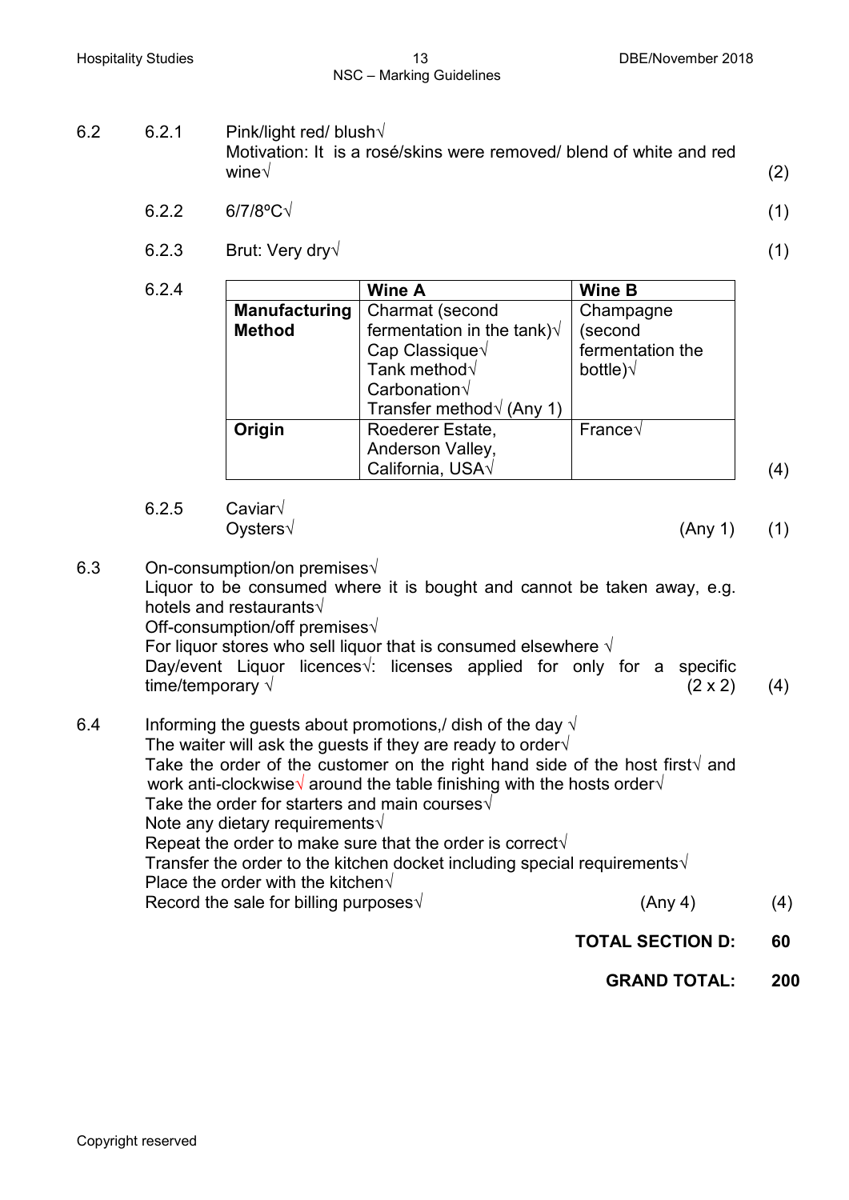6.2 6.2.1 Pink/light red/ blush√
Motivation: It is a rosé/skins were removed/ blend of white and red wine√ (2)

6.2.2 6/7/8ºC√ (1)

6.2.3 Brut: Very dry√ (1)

6.2.4

| | Wine A | Wine B |
|---|---|---|
| **Manufacturing Method** | Charmat (second fermentation in the tank)√<br>Cap Classique√<br>Tank method√<br>Carbonation√<br>Transfer method√ (Any 1) | Champagne (second fermentation the bottle)√ |
| **Origin** | Roederer Estate, Anderson Valley, California, USA√ | France√ |

(4)

6.2.5 Caviar√
Oysters√ (Any 1) (1)

6.3 On-consumption/on premises√
Liquor to be consumed where it is bought and cannot be taken away, e.g. hotels and restaurants√
Off-consumption/off premises√
For liquor stores who sell liquor that is consumed elsewhere √
Day/event Liquor licences√: licenses applied for only for a specific time/temporary √ (2 x 2) (4)

6.4 Informing the guests about promotions,/ dish of the day √
The waiter will ask the guests if they are ready to order√
Take the order of the customer on the right hand side of the host first√ and work anti-clockwise√ around the table finishing with the hosts order√
Take the order for starters and main courses√
Note any dietary requirements√
Repeat the order to make sure that the order is correct√
Transfer the order to the kitchen docket including special requirements√
Place the order with the kitchen√
Record the sale for billing purposes√ (Any 4) (4)

**TOTAL SECTION D: 60**

**GRAND TOTAL: 200**